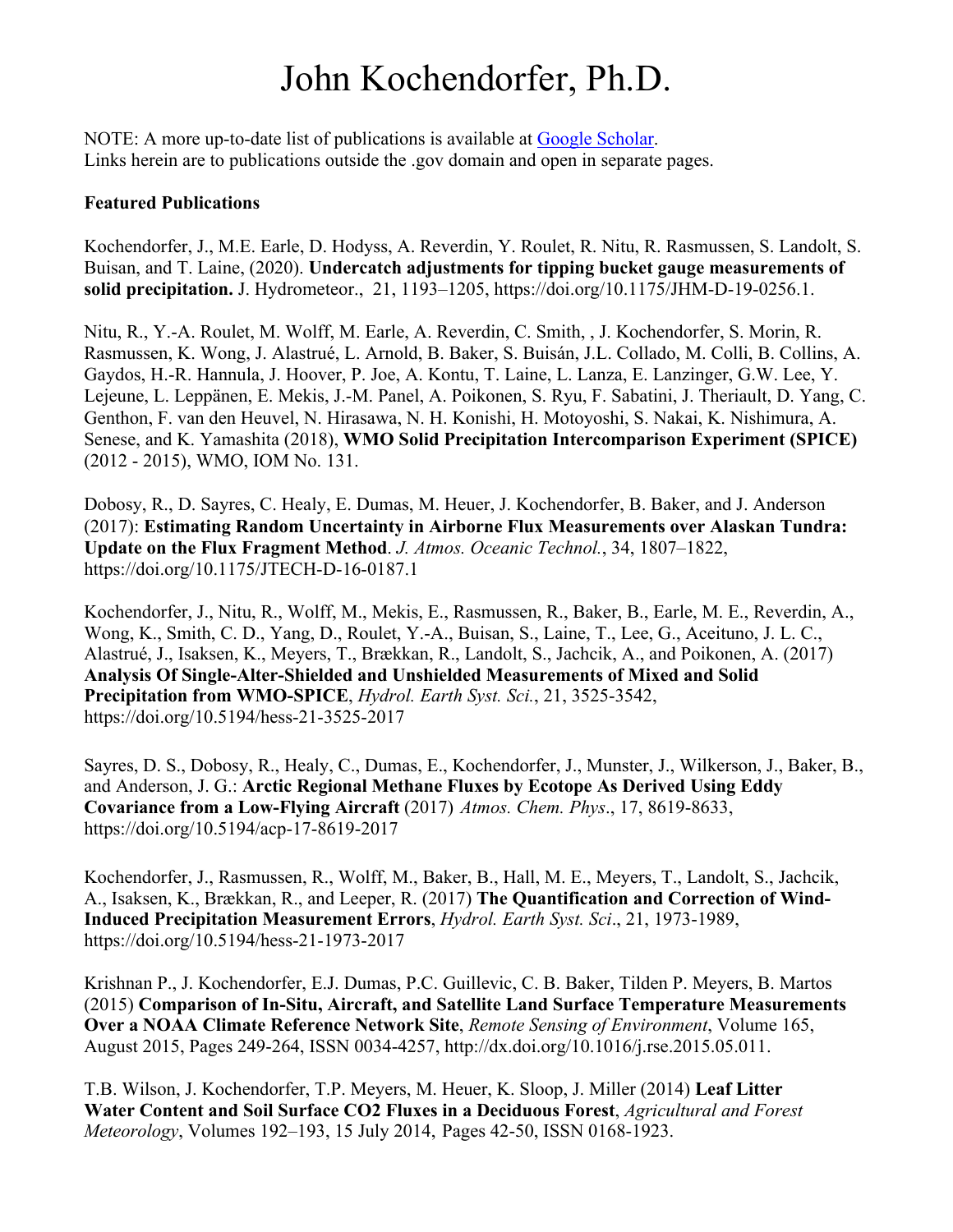# John Kochendorfer, Ph.D.

NOTE: A more up-to-date list of publications is available at Google Scholar.
Links herein are to publications outside the .gov domain and open in separate pages.

**Featured Publications**

Kochendorfer, J., M.E. Earle, D. Hodyss, A. Reverdin, Y. Roulet, R. Nitu, R. Rasmussen, S. Landolt, S. Buisan, and T. Laine, (2020). **Undercatch adjustments for tipping bucket gauge measurements of solid precipitation.** J. Hydrometeor., 21, 1193–1205, https://doi.org/10.1175/JHM-D-19-0256.1.

Nitu, R., Y.-A. Roulet, M. Wolff, M. Earle, A. Reverdin, C. Smith, , J. Kochendorfer, S. Morin, R. Rasmussen, K. Wong, J. Alastrué, L. Arnold, B. Baker, S. Buisán, J.L. Collado, M. Colli, B. Collins, A. Gaydos, H.-R. Hannula, J. Hoover, P. Joe, A. Kontu, T. Laine, L. Lanza, E. Lanzinger, G.W. Lee, Y. Lejeune, L. Leppänen, E. Mekis, J.-M. Panel, A. Poikonen, S. Ryu, F. Sabatini, J. Theriault, D. Yang, C. Genthon, F. van den Heuvel, N. Hirasawa, N. H. Konishi, H. Motoyoshi, S. Nakai, K. Nishimura, A. Senese, and K. Yamashita (2018), **WMO Solid Precipitation Intercomparison Experiment (SPICE)** (2012 - 2015), WMO, IOM No. 131.

Dobosy, R., D. Sayres, C. Healy, E. Dumas, M. Heuer, J. Kochendorfer, B. Baker, and J. Anderson (2017): **Estimating Random Uncertainty in Airborne Flux Measurements over Alaskan Tundra: Update on the Flux Fragment Method**. *J. Atmos. Oceanic Technol.*, 34, 1807–1822, https://doi.org/10.1175/JTECH-D-16-0187.1

Kochendorfer, J., Nitu, R., Wolff, M., Mekis, E., Rasmussen, R., Baker, B., Earle, M. E., Reverdin, A., Wong, K., Smith, C. D., Yang, D., Roulet, Y.-A., Buisan, S., Laine, T., Lee, G., Aceituno, J. L. C., Alastrué, J., Isaksen, K., Meyers, T., Brækkan, R., Landolt, S., Jachcik, A., and Poikonen, A. (2017) **Analysis Of Single-Alter-Shielded and Unshielded Measurements of Mixed and Solid Precipitation from WMO-SPICE**, *Hydrol. Earth Syst. Sci.*, 21, 3525-3542, https://doi.org/10.5194/hess-21-3525-2017

Sayres, D. S., Dobosy, R., Healy, C., Dumas, E., Kochendorfer, J., Munster, J., Wilkerson, J., Baker, B., and Anderson, J. G.: **Arctic Regional Methane Fluxes by Ecotope As Derived Using Eddy Covariance from a Low-Flying Aircraft** (2017) *Atmos. Chem. Phys*., 17, 8619-8633, https://doi.org/10.5194/acp-17-8619-2017

Kochendorfer, J., Rasmussen, R., Wolff, M., Baker, B., Hall, M. E., Meyers, T., Landolt, S., Jachcik, A., Isaksen, K., Brækkan, R., and Leeper, R. (2017) **The Quantification and Correction of Wind-Induced Precipitation Measurement Errors**, *Hydrol. Earth Syst. Sci*., 21, 1973-1989, https://doi.org/10.5194/hess-21-1973-2017

Krishnan P., J. Kochendorfer, E.J. Dumas, P.C. Guillevic, C. B. Baker, Tilden P. Meyers, B. Martos (2015) **Comparison of In-Situ, Aircraft, and Satellite Land Surface Temperature Measurements Over a NOAA Climate Reference Network Site**, *Remote Sensing of Environment*, Volume 165, August 2015, Pages 249-264, ISSN 0034-4257, http://dx.doi.org/10.1016/j.rse.2015.05.011.

T.B. Wilson, J. Kochendorfer, T.P. Meyers, M. Heuer, K. Sloop, J. Miller (2014) **Leaf Litter Water Content and Soil Surface CO2 Fluxes in a Deciduous Forest**, *Agricultural and Forest Meteorology*, Volumes 192–193, 15 July 2014, Pages 42-50, ISSN 0168-1923.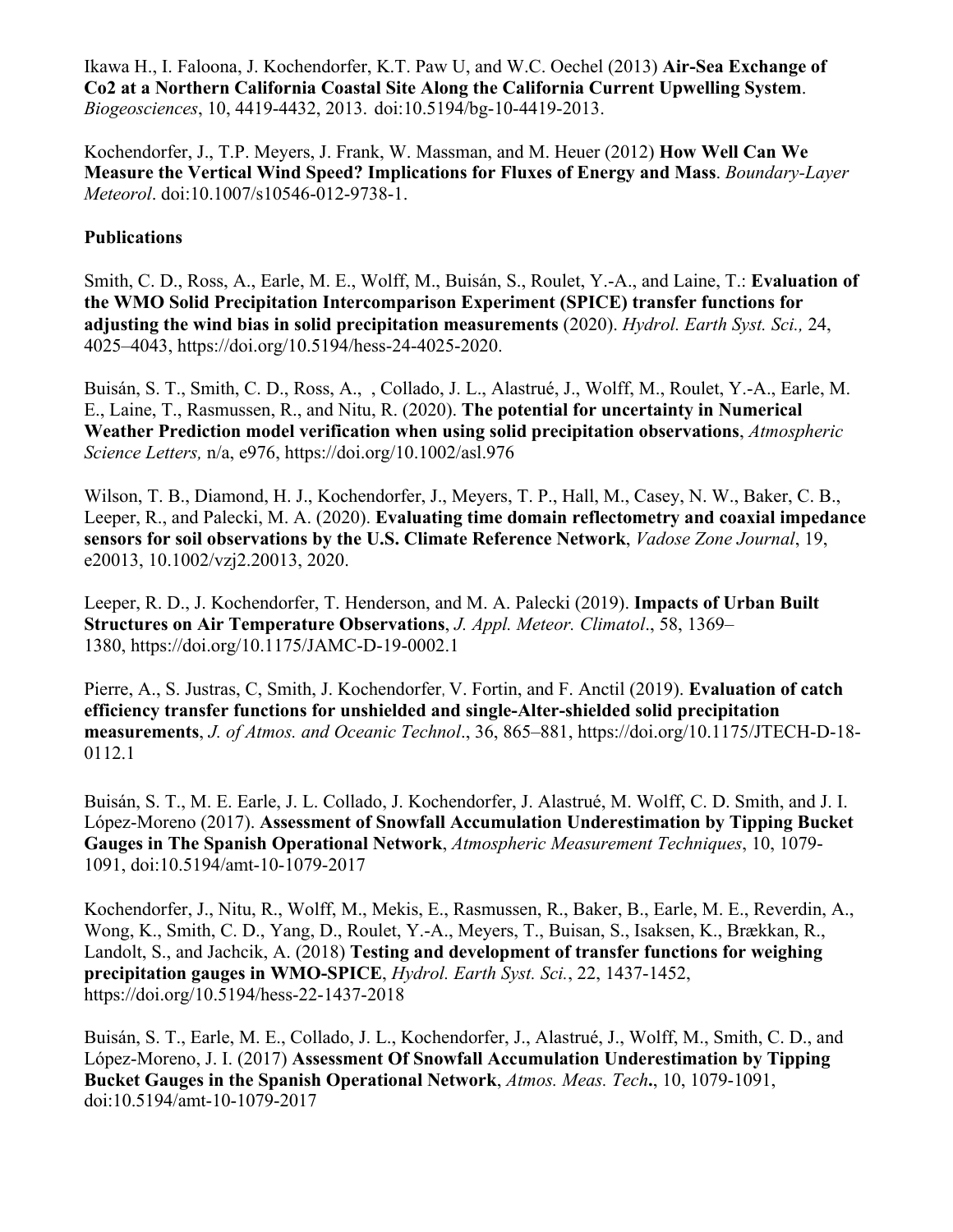Ikawa H., I. Faloona, J. Kochendorfer, K.T. Paw U, and W.C. Oechel (2013) **Air-Sea Exchange of Co2 at a Northern California Coastal Site Along the California Current Upwelling System**. *Biogeosciences*, 10, 4419-4432, 2013. doi:10.5194/bg-10-4419-2013.

Kochendorfer, J., T.P. Meyers, J. Frank, W. Massman, and M. Heuer (2012) **How Well Can We Measure the Vertical Wind Speed? Implications for Fluxes of Energy and Mass**. *Boundary-Layer Meteorol*. doi:10.1007/s10546-012-9738-1.

**Publications**

Smith, C. D., Ross, A., Earle, M. E., Wolff, M., Buisán, S., Roulet, Y.-A., and Laine, T.: **Evaluation of the WMO Solid Precipitation Intercomparison Experiment (SPICE) transfer functions for adjusting the wind bias in solid precipitation measurements** (2020). *Hydrol. Earth Syst. Sci.,* 24, 4025–4043, https://doi.org/10.5194/hess-24-4025-2020.

Buisán, S. T., Smith, C. D., Ross, A., , Collado, J. L., Alastrué, J., Wolff, M., Roulet, Y.-A., Earle, M. E., Laine, T., Rasmussen, R., and Nitu, R. (2020). **The potential for uncertainty in Numerical Weather Prediction model verification when using solid precipitation observations**, *Atmospheric Science Letters,* n/a, e976, https://doi.org/10.1002/asl.976

Wilson, T. B., Diamond, H. J., Kochendorfer, J., Meyers, T. P., Hall, M., Casey, N. W., Baker, C. B., Leeper, R., and Palecki, M. A. (2020). **Evaluating time domain reflectometry and coaxial impedance sensors for soil observations by the U.S. Climate Reference Network**, *Vadose Zone Journal*, 19, e20013, 10.1002/vzj2.20013, 2020.

Leeper, R. D., J. Kochendorfer, T. Henderson, and M. A. Palecki (2019). **Impacts of Urban Built Structures on Air Temperature Observations**, *J. Appl. Meteor. Climatol*., 58, 1369–1380, https://doi.org/10.1175/JAMC-D-19-0002.1

Pierre, A., S. Justras, C, Smith, J. Kochendorfer, V. Fortin, and F. Anctil (2019). **Evaluation of catch efficiency transfer functions for unshielded and single-Alter-shielded solid precipitation measurements**, *J. of Atmos. and Oceanic Technol*., 36, 865–881, https://doi.org/10.1175/JTECH-D-18-0112.1

Buisán, S. T., M. E. Earle, J. L. Collado, J. Kochendorfer, J. Alastrué, M. Wolff, C. D. Smith, and J. I. López-Moreno (2017). **Assessment of Snowfall Accumulation Underestimation by Tipping Bucket Gauges in The Spanish Operational Network**, *Atmospheric Measurement Techniques*, 10, 1079-1091, doi:10.5194/amt-10-1079-2017

Kochendorfer, J., Nitu, R., Wolff, M., Mekis, E., Rasmussen, R., Baker, B., Earle, M. E., Reverdin, A., Wong, K., Smith, C. D., Yang, D., Roulet, Y.-A., Meyers, T., Buisan, S., Isaksen, K., Brækkan, R., Landolt, S., and Jachcik, A. (2018) **Testing and development of transfer functions for weighing precipitation gauges in WMO-SPICE**, *Hydrol. Earth Syst. Sci.*, 22, 1437-1452, https://doi.org/10.5194/hess-22-1437-2018

Buisán, S. T., Earle, M. E., Collado, J. L., Kochendorfer, J., Alastrué, J., Wolff, M., Smith, C. D., and López-Moreno, J. I. (2017) **Assessment Of Snowfall Accumulation Underestimation by Tipping Bucket Gauges in the Spanish Operational Network**, *Atmos. Meas. Tech***.**, 10, 1079-1091, doi:10.5194/amt-10-1079-2017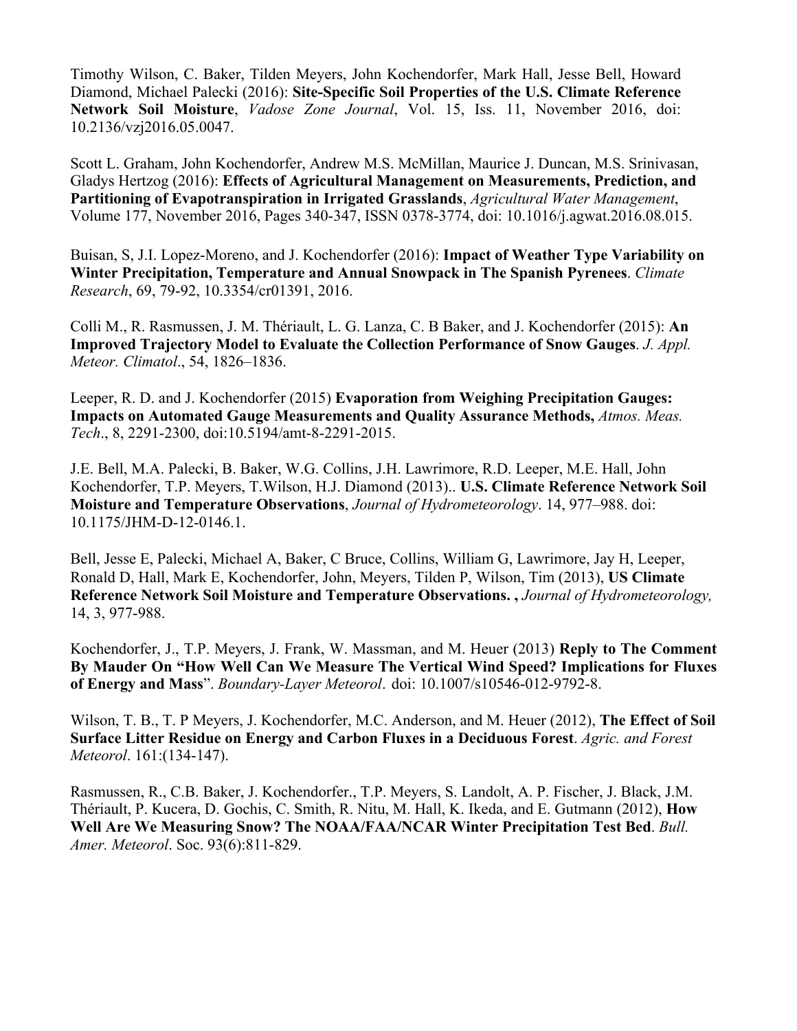Timothy Wilson, C. Baker, Tilden Meyers, John Kochendorfer, Mark Hall, Jesse Bell, Howard Diamond, Michael Palecki (2016): **Site-Specific Soil Properties of the U.S. Climate Reference Network Soil Moisture**, *Vadose Zone Journal*, Vol. 15, Iss. 11, November 2016, doi: 10.2136/vzj2016.05.0047.

Scott L. Graham, John Kochendorfer, Andrew M.S. McMillan, Maurice J. Duncan, M.S. Srinivasan, Gladys Hertzog (2016): **Effects of Agricultural Management on Measurements, Prediction, and Partitioning of Evapotranspiration in Irrigated Grasslands**, *Agricultural Water Management*, Volume 177, November 2016, Pages 340-347, ISSN 0378-3774, doi: 10.1016/j.agwat.2016.08.015.

Buisan, S, J.I. Lopez-Moreno, and J. Kochendorfer (2016): **Impact of Weather Type Variability on Winter Precipitation, Temperature and Annual Snowpack in The Spanish Pyrenees**. *Climate Research*, 69, 79-92, 10.3354/cr01391, 2016.

Colli M., R. Rasmussen, J. M. Thériault, L. G. Lanza, C. B Baker, and J. Kochendorfer (2015): **An Improved Trajectory Model to Evaluate the Collection Performance of Snow Gauges**. *J. Appl. Meteor. Climatol*., 54, 1826–1836.

Leeper, R. D. and J. Kochendorfer (2015) **Evaporation from Weighing Precipitation Gauges: Impacts on Automated Gauge Measurements and Quality Assurance Methods,** *Atmos. Meas. Tech*., 8, 2291-2300, doi:10.5194/amt-8-2291-2015.

J.E. Bell, M.A. Palecki, B. Baker, W.G. Collins, J.H. Lawrimore, R.D. Leeper, M.E. Hall, John Kochendorfer, T.P. Meyers, T.Wilson, H.J. Diamond (2013).. **U.S. Climate Reference Network Soil Moisture and Temperature Observations**, *Journal of Hydrometeorology*. 14, 977–988. doi: 10.1175/JHM-D-12-0146.1.

Bell, Jesse E, Palecki, Michael A, Baker, C Bruce, Collins, William G, Lawrimore, Jay H, Leeper, Ronald D, Hall, Mark E, Kochendorfer, John, Meyers, Tilden P, Wilson, Tim (2013), **US Climate Reference Network Soil Moisture and Temperature Observations. ,** *Journal of Hydrometeorology,* 14, 3, 977-988.

Kochendorfer, J., T.P. Meyers, J. Frank, W. Massman, and M. Heuer (2013) **Reply to The Comment By Mauder On "How Well Can We Measure The Vertical Wind Speed? Implications for Fluxes of Energy and Mass**". *Boundary-Layer Meteorol*. doi: 10.1007/s10546-012-9792-8.

Wilson, T. B., T. P Meyers, J. Kochendorfer, M.C. Anderson, and M. Heuer (2012), **The Effect of Soil Surface Litter Residue on Energy and Carbon Fluxes in a Deciduous Forest**. *Agric. and Forest Meteorol*. 161:(134-147).

Rasmussen, R., C.B. Baker, J. Kochendorfer., T.P. Meyers, S. Landolt, A. P. Fischer, J. Black, J.M. Thériault, P. Kucera, D. Gochis, C. Smith, R. Nitu, M. Hall, K. Ikeda, and E. Gutmann (2012), **How Well Are We Measuring Snow? The NOAA/FAA/NCAR Winter Precipitation Test Bed**. *Bull. Amer. Meteorol*. Soc. 93(6):811-829.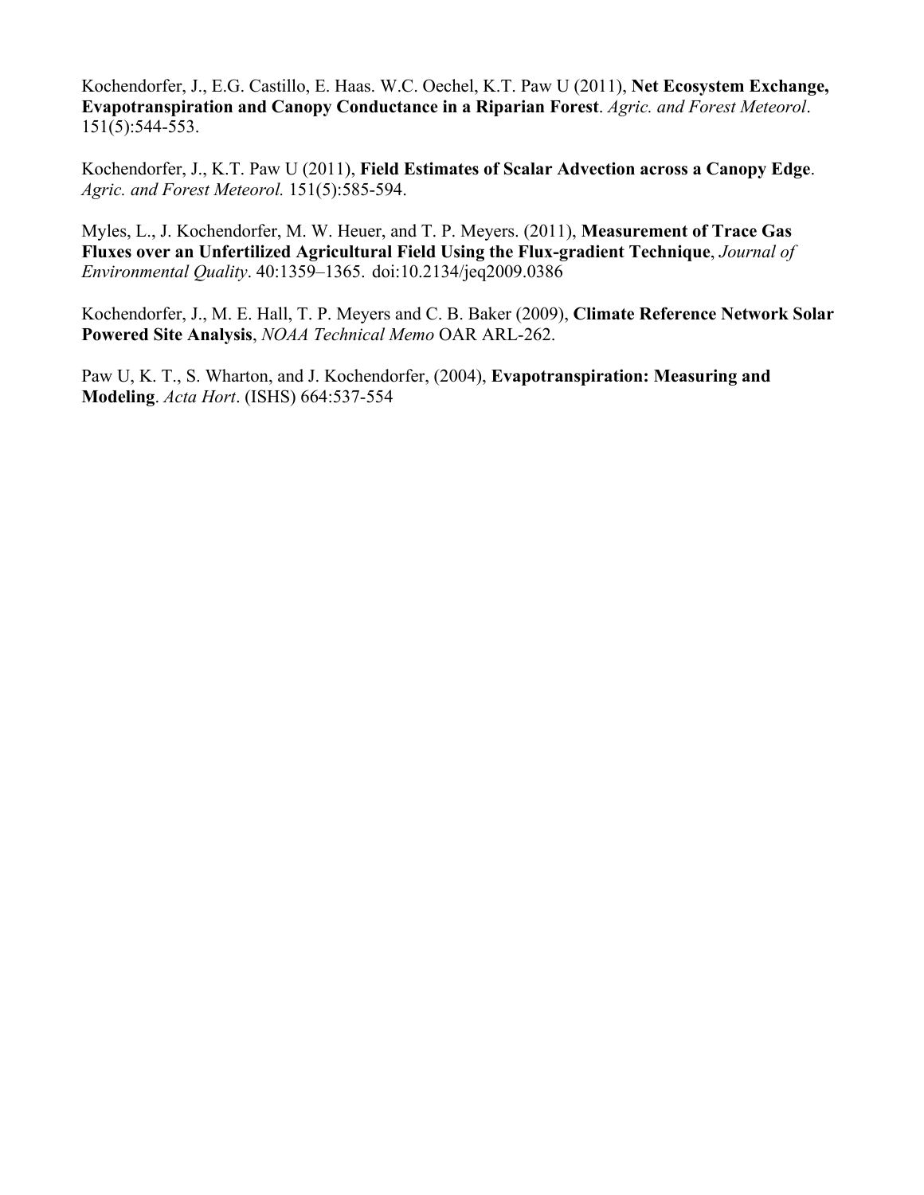Kochendorfer, J., E.G. Castillo, E. Haas. W.C. Oechel, K.T. Paw U (2011), **Net Ecosystem Exchange, Evapotranspiration and Canopy Conductance in a Riparian Forest**. *Agric. and Forest Meteorol*. 151(5):544-553.

Kochendorfer, J., K.T. Paw U (2011), **Field Estimates of Scalar Advection across a Canopy Edge**. *Agric. and Forest Meteorol.* 151(5):585-594.

Myles, L., J. Kochendorfer, M. W. Heuer, and T. P. Meyers. (2011), **Measurement of Trace Gas Fluxes over an Unfertilized Agricultural Field Using the Flux-gradient Technique**, *Journal of Environmental Quality*. 40:1359–1365. doi:10.2134/jeq2009.0386

Kochendorfer, J., M. E. Hall, T. P. Meyers and C. B. Baker (2009), **Climate Reference Network Solar Powered Site Analysis**, *NOAA Technical Memo* OAR ARL-262.

Paw U, K. T., S. Wharton, and J. Kochendorfer, (2004), **Evapotranspiration: Measuring and Modeling**. *Acta Hort*. (ISHS) 664:537-554